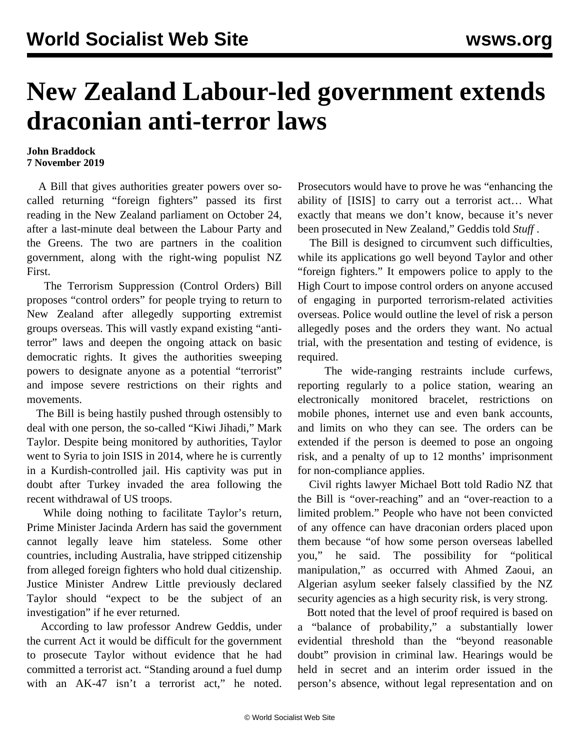# New Zealand Labour-led government extends draconian anti-terror laws

**John Braddock**
**7 November 2019**

A Bill that gives authorities greater powers over so-called returning "foreign fighters" passed its first reading in the New Zealand parliament on October 24, after a last-minute deal between the Labour Party and the Greens. The two are partners in the coalition government, along with the right-wing populist NZ First.

The Terrorism Suppression (Control Orders) Bill proposes "control orders" for people trying to return to New Zealand after allegedly supporting extremist groups overseas. This will vastly expand existing "anti-terror" laws and deepen the ongoing attack on basic democratic rights. It gives the authorities sweeping powers to designate anyone as a potential "terrorist" and impose severe restrictions on their rights and movements.

The Bill is being hastily pushed through ostensibly to deal with one person, the so-called "Kiwi Jihadi," Mark Taylor. Despite being monitored by authorities, Taylor went to Syria to join ISIS in 2014, where he is currently in a Kurdish-controlled jail. His captivity was put in doubt after Turkey invaded the area following the recent withdrawal of US troops.

While doing nothing to facilitate Taylor's return, Prime Minister Jacinda Ardern has said the government cannot legally leave him stateless. Some other countries, including Australia, have stripped citizenship from alleged foreign fighters who hold dual citizenship. Justice Minister Andrew Little previously declared Taylor should "expect to be the subject of an investigation" if he ever returned.

According to law professor Andrew Geddis, under the current Act it would be difficult for the government to prosecute Taylor without evidence that he had committed a terrorist act. "Standing around a fuel dump with an AK-47 isn't a terrorist act," he noted. Prosecutors would have to prove he was "enhancing the ability of [ISIS] to carry out a terrorist act… What exactly that means we don't know, because it's never been prosecuted in New Zealand," Geddis told *Stuff* .

The Bill is designed to circumvent such difficulties, while its applications go well beyond Taylor and other "foreign fighters." It empowers police to apply to the High Court to impose control orders on anyone accused of engaging in purported terrorism-related activities overseas. Police would outline the level of risk a person allegedly poses and the orders they want. No actual trial, with the presentation and testing of evidence, is required.

The wide-ranging restraints include curfews, reporting regularly to a police station, wearing an electronically monitored bracelet, restrictions on mobile phones, internet use and even bank accounts, and limits on who they can see. The orders can be extended if the person is deemed to pose an ongoing risk, and a penalty of up to 12 months' imprisonment for non-compliance applies.

Civil rights lawyer Michael Bott told Radio NZ that the Bill is "over-reaching" and an "over-reaction to a limited problem." People who have not been convicted of any offence can have draconian orders placed upon them because "of how some person overseas labelled you," he said. The possibility for "political manipulation," as occurred with Ahmed Zaoui, an Algerian asylum seeker falsely classified by the NZ security agencies as a high security risk, is very strong.

Bott noted that the level of proof required is based on a "balance of probability," a substantially lower evidential threshold than the "beyond reasonable doubt" provision in criminal law. Hearings would be held in secret and an interim order issued in the person's absence, without legal representation and on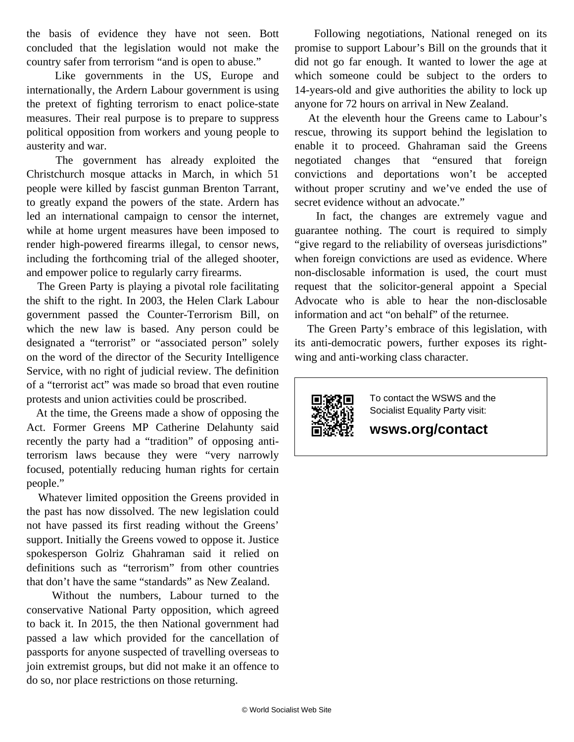the basis of evidence they have not seen. Bott concluded that the legislation would not make the country safer from terrorism "and is open to abuse."

Like governments in the US, Europe and internationally, the Ardern Labour government is using the pretext of fighting terrorism to enact police-state measures. Their real purpose is to prepare to suppress political opposition from workers and young people to austerity and war.

The government has already exploited the Christchurch mosque attacks in March, in which 51 people were killed by fascist gunman Brenton Tarrant, to greatly expand the powers of the state. Ardern has led an international campaign to censor the internet, while at home urgent measures have been imposed to render high-powered firearms illegal, to censor news, including the forthcoming trial of the alleged shooter, and empower police to regularly carry firearms.

The Green Party is playing a pivotal role facilitating the shift to the right. In 2003, the Helen Clark Labour government passed the Counter-Terrorism Bill, on which the new law is based. Any person could be designated a "terrorist" or "associated person" solely on the word of the director of the Security Intelligence Service, with no right of judicial review. The definition of a "terrorist act" was made so broad that even routine protests and union activities could be proscribed.

At the time, the Greens made a show of opposing the Act. Former Greens MP Catherine Delahunty said recently the party had a "tradition" of opposing anti-terrorism laws because they were "very narrowly focused, potentially reducing human rights for certain people."

Whatever limited opposition the Greens provided in the past has now dissolved. The new legislation could not have passed its first reading without the Greens' support. Initially the Greens vowed to oppose it. Justice spokesperson Golriz Ghahraman said it relied on definitions such as "terrorism" from other countries that don't have the same "standards" as New Zealand.

Without the numbers, Labour turned to the conservative National Party opposition, which agreed to back it. In 2015, the then National government had passed a law which provided for the cancellation of passports for anyone suspected of travelling overseas to join extremist groups, but did not make it an offence to do so, nor place restrictions on those returning.

Following negotiations, National reneged on its promise to support Labour's Bill on the grounds that it did not go far enough. It wanted to lower the age at which someone could be subject to the orders to 14-years-old and give authorities the ability to lock up anyone for 72 hours on arrival in New Zealand.

At the eleventh hour the Greens came to Labour's rescue, throwing its support behind the legislation to enable it to proceed. Ghahraman said the Greens negotiated changes that "ensured that foreign convictions and deportations won't be accepted without proper scrutiny and we've ended the use of secret evidence without an advocate."

In fact, the changes are extremely vague and guarantee nothing. The court is required to simply "give regard to the reliability of overseas jurisdictions" when foreign convictions are used as evidence. Where non-disclosable information is used, the court must request that the solicitor-general appoint a Special Advocate who is able to hear the non-disclosable information and act "on behalf" of the returnee.

The Green Party's embrace of this legislation, with its anti-democratic powers, further exposes its right-wing and anti-working class character.

To contact the WSWS and the Socialist Equality Party visit:

**wsws.org/contact**